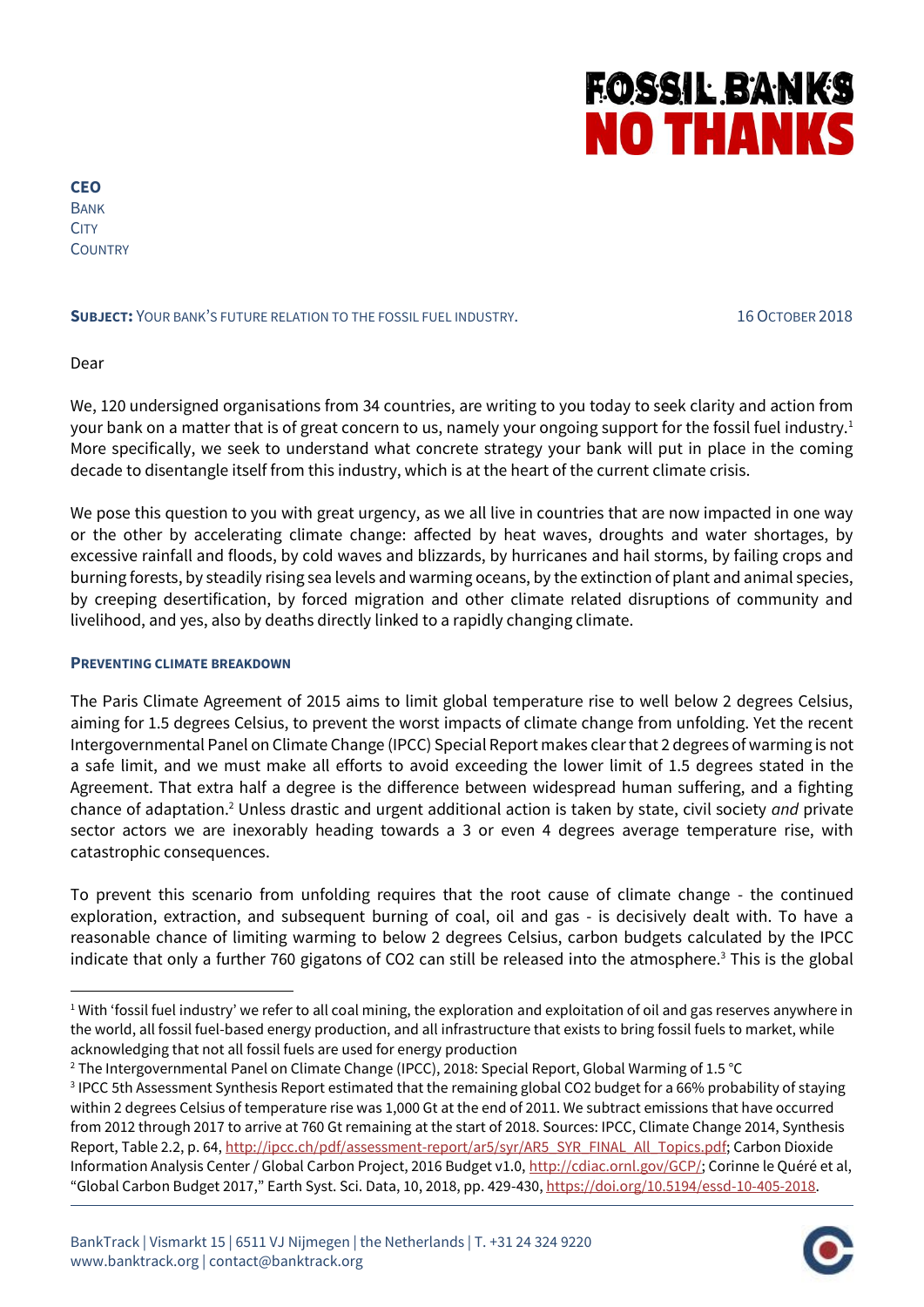FOSSIL BANKS
NO THANKS

**CEO**
BANK
CITY
COUNTRY

**SUBJECT:** YOUR BANK'S FUTURE RELATION TO THE FOSSIL FUEL INDUSTRY.

16 OCTOBER 2018

Dear

We, 120 undersigned organisations from 34 countries, are writing to you today to seek clarity and action from your bank on a matter that is of great concern to us, namely your ongoing support for the fossil fuel industry.[1] More specifically, we seek to understand what concrete strategy your bank will put in place in the coming decade to disentangle itself from this industry, which is at the heart of the current climate crisis.

We pose this question to you with great urgency, as we all live in countries that are now impacted in one way or the other by accelerating climate change: affected by heat waves, droughts and water shortages, by excessive rainfall and floods, by cold waves and blizzards, by hurricanes and hail storms, by failing crops and burning forests, by steadily rising sea levels and warming oceans, by the extinction of plant and animal species, by creeping desertification, by forced migration and other climate related disruptions of community and livelihood, and yes, also by deaths directly linked to a rapidly changing climate.

### PREVENTING CLIMATE BREAKDOWN

The Paris Climate Agreement of 2015 aims to limit global temperature rise to well below 2 degrees Celsius, aiming for 1.5 degrees Celsius, to prevent the worst impacts of climate change from unfolding. Yet the recent Intergovernmental Panel on Climate Change (IPCC) Special Report makes clear that 2 degrees of warming is not a safe limit, and we must make all efforts to avoid exceeding the lower limit of 1.5 degrees stated in the Agreement. That extra half a degree is the difference between widespread human suffering, and a fighting chance of adaptation.[2] Unless drastic and urgent additional action is taken by state, civil society *and* private sector actors we are inexorably heading towards a 3 or even 4 degrees average temperature rise, with catastrophic consequences.

To prevent this scenario from unfolding requires that the root cause of climate change - the continued exploration, extraction, and subsequent burning of coal, oil and gas - is decisively dealt with. To have a reasonable chance of limiting warming to below 2 degrees Celsius, carbon budgets calculated by the IPCC indicate that only a further 760 gigatons of CO2 can still be released into the atmosphere.[3] This is the global

---

[1] With 'fossil fuel industry' we refer to all coal mining, the exploration and exploitation of oil and gas reserves anywhere in the world, all fossil fuel-based energy production, and all infrastructure that exists to bring fossil fuels to market, while acknowledging that not all fossil fuels are used for energy production

[2] The Intergovernmental Panel on Climate Change (IPCC), 2018: Special Report, Global Warming of 1.5 °C

[3] IPCC 5th Assessment Synthesis Report estimated that the remaining global CO2 budget for a 66% probability of staying within 2 degrees Celsius of temperature rise was 1,000 Gt at the end of 2011. We subtract emissions that have occurred from 2012 through 2017 to arrive at 760 Gt remaining at the start of 2018. Sources: IPCC, Climate Change 2014, Synthesis Report, Table 2.2, p. 64, http://ipcc.ch/pdf/assessment-report/ar5/syr/AR5_SYR_FINAL_All_Topics.pdf; Carbon Dioxide Information Analysis Center / Global Carbon Project, 2016 Budget v1.0, http://cdiac.ornl.gov/GCP/; Corinne le Quéré et al, "Global Carbon Budget 2017," Earth Syst. Sci. Data, 10, 2018, pp. 429-430, https://doi.org/10.5194/essd-10-405-2018.

BankTrack | Vismarkt 15 | 6511 VJ Nijmegen | the Netherlands | T. +31 24 324 9220
www.banktrack.org | contact@banktrack.org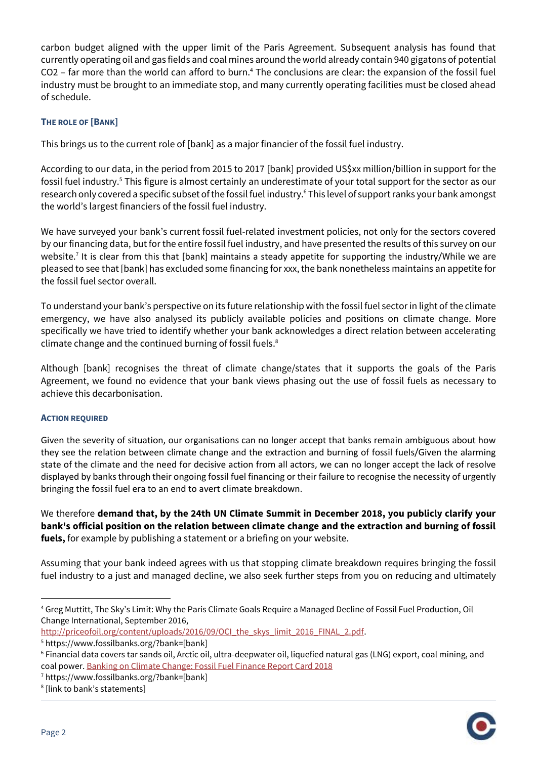carbon budget aligned with the upper limit of the Paris Agreement. Subsequent analysis has found that currently operating oil and gas fields and coal mines around the world already contain 940 gigatons of potential $CO_2$ – far more than the world can afford to burn.[4] The conclusions are clear: the expansion of the fossil fuel industry must be brought to an immediate stop, and many currently operating facilities must be closed ahead of schedule.

### The role of [Bank]

This brings us to the current role of [bank] as a major financier of the fossil fuel industry.

According to our data, in the period from 2015 to 2017 [bank] provided US$xx million/billion in support for the fossil fuel industry.[5] This figure is almost certainly an underestimate of your total support for the sector as our research only covered a specific subset of the fossil fuel industry.[6] This level of support ranks your bank amongst the world's largest financiers of the fossil fuel industry.

We have surveyed your bank's current fossil fuel-related investment policies, not only for the sectors covered by our financing data, but for the entire fossil fuel industry, and have presented the results of this survey on our website.[7] It is clear from this that [bank] maintains a steady appetite for supporting the industry/While we are pleased to see that [bank] has excluded some financing for xxx, the bank nonetheless maintains an appetite for the fossil fuel sector overall.

To understand your bank's perspective on its future relationship with the fossil fuel sector in light of the climate emergency, we have also analysed its publicly available policies and positions on climate change. More specifically we have tried to identify whether your bank acknowledges a direct relation between accelerating climate change and the continued burning of fossil fuels.[8]

Although [bank] recognises the threat of climate change/states that it supports the goals of the Paris Agreement, we found no evidence that your bank views phasing out the use of fossil fuels as necessary to achieve this decarbonisation.

### Action required

Given the severity of situation, our organisations can no longer accept that banks remain ambiguous about how they see the relation between climate change and the extraction and burning of fossil fuels/Given the alarming state of the climate and the need for decisive action from all actors, we can no longer accept the lack of resolve displayed by banks through their ongoing fossil fuel financing or their failure to recognise the necessity of urgently bringing the fossil fuel era to an end to avert climate breakdown.

We therefore **demand that, by the 24th UN Climate Summit in December 2018, you publicly clarify your bank's official position on the relation between climate change and the extraction and burning of fossil fuels,** for example by publishing a statement or a briefing on your website.

Assuming that your bank indeed agrees with us that stopping climate breakdown requires bringing the fossil fuel industry to a just and managed decline, we also seek further steps from you on reducing and ultimately

---

[4] Greg Muttitt, The Sky's Limit: Why the Paris Climate Goals Require a Managed Decline of Fossil Fuel Production, Oil Change International, September 2016, http://priceofoil.org/content/uploads/2016/09/OCI_the_skys_limit_2016_FINAL_2.pdf.

[5] https://www.fossilbanks.org/?bank=[bank]

[6] Financial data covers tar sands oil, Arctic oil, ultra-deepwater oil, liquefied natural gas (LNG) export, coal mining, and coal power. Banking on Climate Change: Fossil Fuel Finance Report Card 2018

[7] https://www.fossilbanks.org/?bank=[bank]

[8] [link to bank's statements]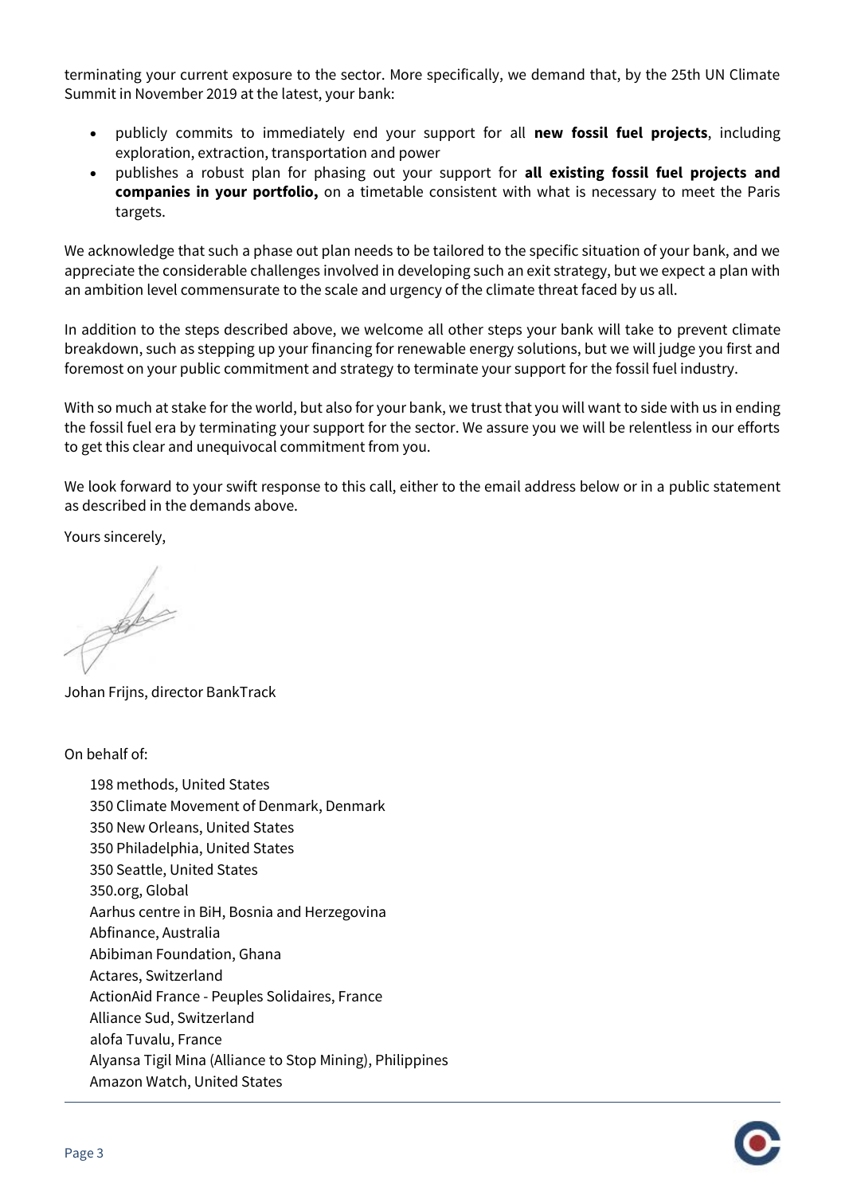terminating your current exposure to the sector. More specifically, we demand that, by the 25th UN Climate Summit in November 2019 at the latest, your bank:

- publicly commits to immediately end your support for all **new fossil fuel projects**, including exploration, extraction, transportation and power
- publishes a robust plan for phasing out your support for **all existing fossil fuel projects and companies in your portfolio,** on a timetable consistent with what is necessary to meet the Paris targets.

We acknowledge that such a phase out plan needs to be tailored to the specific situation of your bank, and we appreciate the considerable challenges involved in developing such an exit strategy, but we expect a plan with an ambition level commensurate to the scale and urgency of the climate threat faced by us all.

In addition to the steps described above, we welcome all other steps your bank will take to prevent climate breakdown, such as stepping up your financing for renewable energy solutions, but we will judge you first and foremost on your public commitment and strategy to terminate your support for the fossil fuel industry.

With so much at stake for the world, but also for your bank, we trust that you will want to side with us in ending the fossil fuel era by terminating your support for the sector. We assure you we will be relentless in our efforts to get this clear and unequivocal commitment from you.

We look forward to your swift response to this call, either to the email address below or in a public statement as described in the demands above.

Yours sincerely,

Johan Frijns, director BankTrack

On behalf of:

198 methods, United States
350 Climate Movement of Denmark, Denmark
350 New Orleans, United States
350 Philadelphia, United States
350 Seattle, United States
350.org, Global
Aarhus centre in BiH, Bosnia and Herzegovina
Abfinance, Australia
Abibiman Foundation, Ghana
Actares, Switzerland
ActionAid France - Peuples Solidaires, France
Alliance Sud, Switzerland
alofa Tuvalu, France
Alyansa Tigil Mina (Alliance to Stop Mining), Philippines
Amazon Watch, United States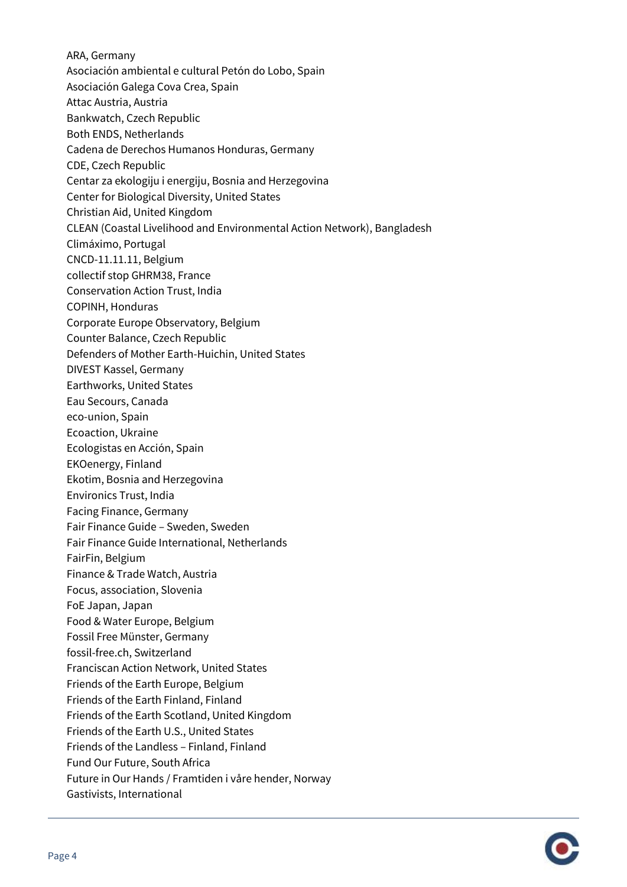ARA, Germany
Asociación ambiental e cultural Petón do Lobo, Spain
Asociación Galega Cova Crea, Spain
Attac Austria, Austria
Bankwatch, Czech Republic
Both ENDS, Netherlands
Cadena de Derechos Humanos Honduras, Germany
CDE, Czech Republic
Centar za ekologiju i energiju, Bosnia and Herzegovina
Center for Biological Diversity, United States
Christian Aid, United Kingdom
CLEAN (Coastal Livelihood and Environmental Action Network), Bangladesh
Climáximo, Portugal
CNCD-11.11.11, Belgium
collectif stop GHRM38, France
Conservation Action Trust, India
COPINH, Honduras
Corporate Europe Observatory, Belgium
Counter Balance, Czech Republic
Defenders of Mother Earth-Huichin, United States
DIVEST Kassel, Germany
Earthworks, United States
Eau Secours, Canada
eco-union, Spain
Ecoaction, Ukraine
Ecologistas en Acción, Spain
EKOenergy, Finland
Ekotim, Bosnia and Herzegovina
Environics Trust, India
Facing Finance, Germany
Fair Finance Guide – Sweden, Sweden
Fair Finance Guide International, Netherlands
FairFin, Belgium
Finance & Trade Watch, Austria
Focus, association, Slovenia
FoE Japan, Japan
Food & Water Europe, Belgium
Fossil Free Münster, Germany
fossil-free.ch, Switzerland
Franciscan Action Network, United States
Friends of the Earth Europe, Belgium
Friends of the Earth Finland, Finland
Friends of the Earth Scotland, United Kingdom
Friends of the Earth U.S., United States
Friends of the Landless – Finland, Finland
Fund Our Future, South Africa
Future in Our Hands / Framtiden i våre hender, Norway
Gastivists, International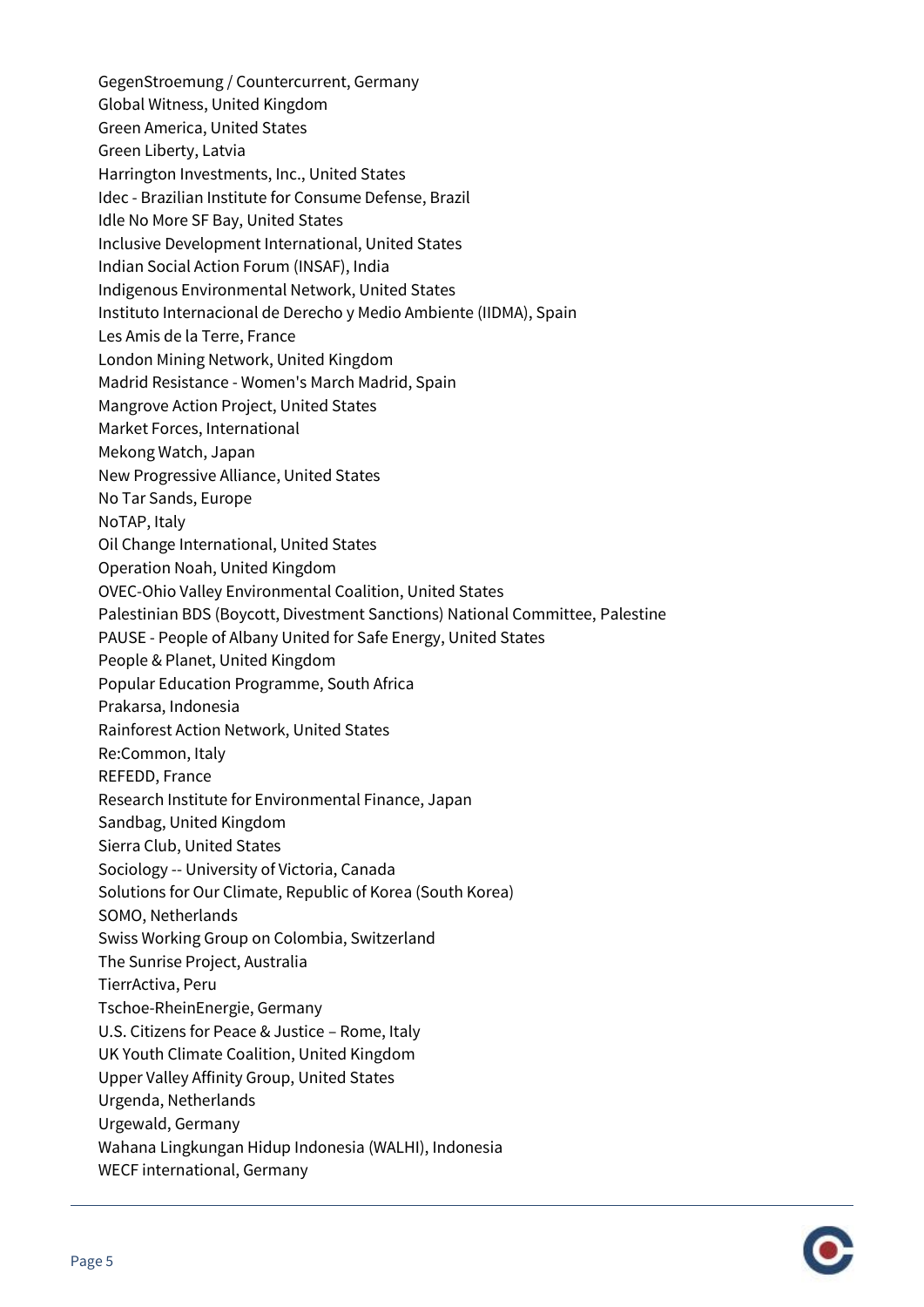GegenStroemung / Countercurrent, Germany
Global Witness, United Kingdom
Green America, United States
Green Liberty, Latvia
Harrington Investments, Inc., United States
Idec - Brazilian Institute for Consume Defense, Brazil
Idle No More SF Bay, United States
Inclusive Development International, United States
Indian Social Action Forum (INSAF), India
Indigenous Environmental Network, United States
Instituto Internacional de Derecho y Medio Ambiente (IIDMA), Spain
Les Amis de la Terre, France
London Mining Network, United Kingdom
Madrid Resistance - Women's March Madrid, Spain
Mangrove Action Project, United States
Market Forces, International
Mekong Watch, Japan
New Progressive Alliance, United States
No Tar Sands, Europe
NoTAP, Italy
Oil Change International, United States
Operation Noah, United Kingdom
OVEC-Ohio Valley Environmental Coalition, United States
Palestinian BDS (Boycott, Divestment Sanctions) National Committee, Palestine
PAUSE - People of Albany United for Safe Energy, United States
People & Planet, United Kingdom
Popular Education Programme, South Africa
Prakarsa, Indonesia
Rainforest Action Network, United States
Re:Common, Italy
REFEDD, France
Research Institute for Environmental Finance, Japan
Sandbag, United Kingdom
Sierra Club, United States
Sociology -- University of Victoria, Canada
Solutions for Our Climate, Republic of Korea (South Korea)
SOMO, Netherlands
Swiss Working Group on Colombia, Switzerland
The Sunrise Project, Australia
TierrActiva, Peru
Tschoe-RheinEnergie, Germany
U.S. Citizens for Peace & Justice – Rome, Italy
UK Youth Climate Coalition, United Kingdom
Upper Valley Affinity Group, United States
Urgenda, Netherlands
Urgewald, Germany
Wahana Lingkungan Hidup Indonesia (WALHI), Indonesia
WECF international, Germany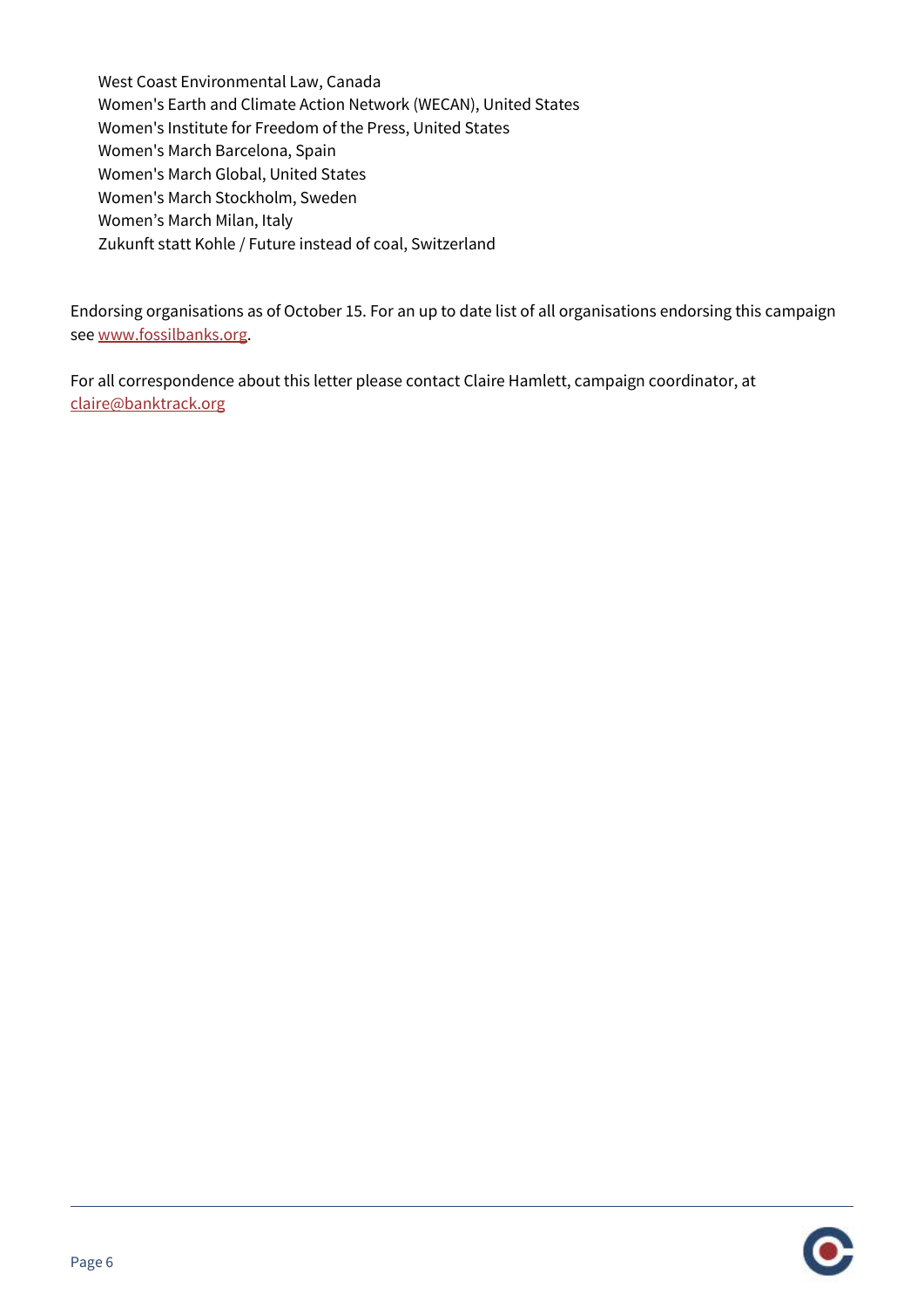West Coast Environmental Law, Canada
Women's Earth and Climate Action Network (WECAN), United States
Women's Institute for Freedom of the Press, United States
Women's March Barcelona, Spain
Women's March Global, United States
Women's March Stockholm, Sweden
Women’s March Milan, Italy
Zukunft statt Kohle / Future instead of coal, Switzerland

Endorsing organisations as of October 15. For an up to date list of all organisations endorsing this campaign see www.fossilbanks.org.

For all correspondence about this letter please contact Claire Hamlett, campaign coordinator, at claire@banktrack.org